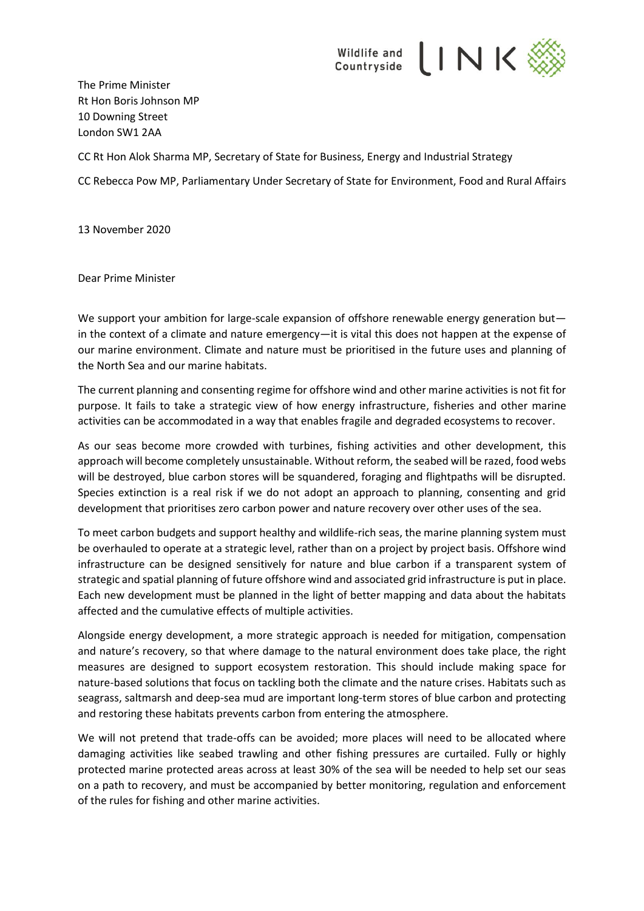Wildlife and Countryside LINK

The Prime Minister
Rt Hon Boris Johnson MP
10 Downing Street
London SW1 2AA

CC Rt Hon Alok Sharma MP, Secretary of State for Business, Energy and Industrial Strategy

CC Rebecca Pow MP, Parliamentary Under Secretary of State for Environment, Food and Rural Affairs

13 November 2020

Dear Prime Minister

We support your ambition for large-scale expansion of offshore renewable energy generation but—in the context of a climate and nature emergency—it is vital this does not happen at the expense of our marine environment. Climate and nature must be prioritised in the future uses and planning of the North Sea and our marine habitats.

The current planning and consenting regime for offshore wind and other marine activities is not fit for purpose. It fails to take a strategic view of how energy infrastructure, fisheries and other marine activities can be accommodated in a way that enables fragile and degraded ecosystems to recover.

As our seas become more crowded with turbines, fishing activities and other development, this approach will become completely unsustainable. Without reform, the seabed will be razed, food webs will be destroyed, blue carbon stores will be squandered, foraging and flightpaths will be disrupted. Species extinction is a real risk if we do not adopt an approach to planning, consenting and grid development that prioritises zero carbon power and nature recovery over other uses of the sea.

To meet carbon budgets and support healthy and wildlife-rich seas, the marine planning system must be overhauled to operate at a strategic level, rather than on a project by project basis. Offshore wind infrastructure can be designed sensitively for nature and blue carbon if a transparent system of strategic and spatial planning of future offshore wind and associated grid infrastructure is put in place. Each new development must be planned in the light of better mapping and data about the habitats affected and the cumulative effects of multiple activities.

Alongside energy development, a more strategic approach is needed for mitigation, compensation and nature's recovery, so that where damage to the natural environment does take place, the right measures are designed to support ecosystem restoration. This should include making space for nature-based solutions that focus on tackling both the climate and the nature crises. Habitats such as seagrass, saltmarsh and deep-sea mud are important long-term stores of blue carbon and protecting and restoring these habitats prevents carbon from entering the atmosphere.

We will not pretend that trade-offs can be avoided; more places will need to be allocated where damaging activities like seabed trawling and other fishing pressures are curtailed. Fully or highly protected marine protected areas across at least 30% of the sea will be needed to help set our seas on a path to recovery, and must be accompanied by better monitoring, regulation and enforcement of the rules for fishing and other marine activities.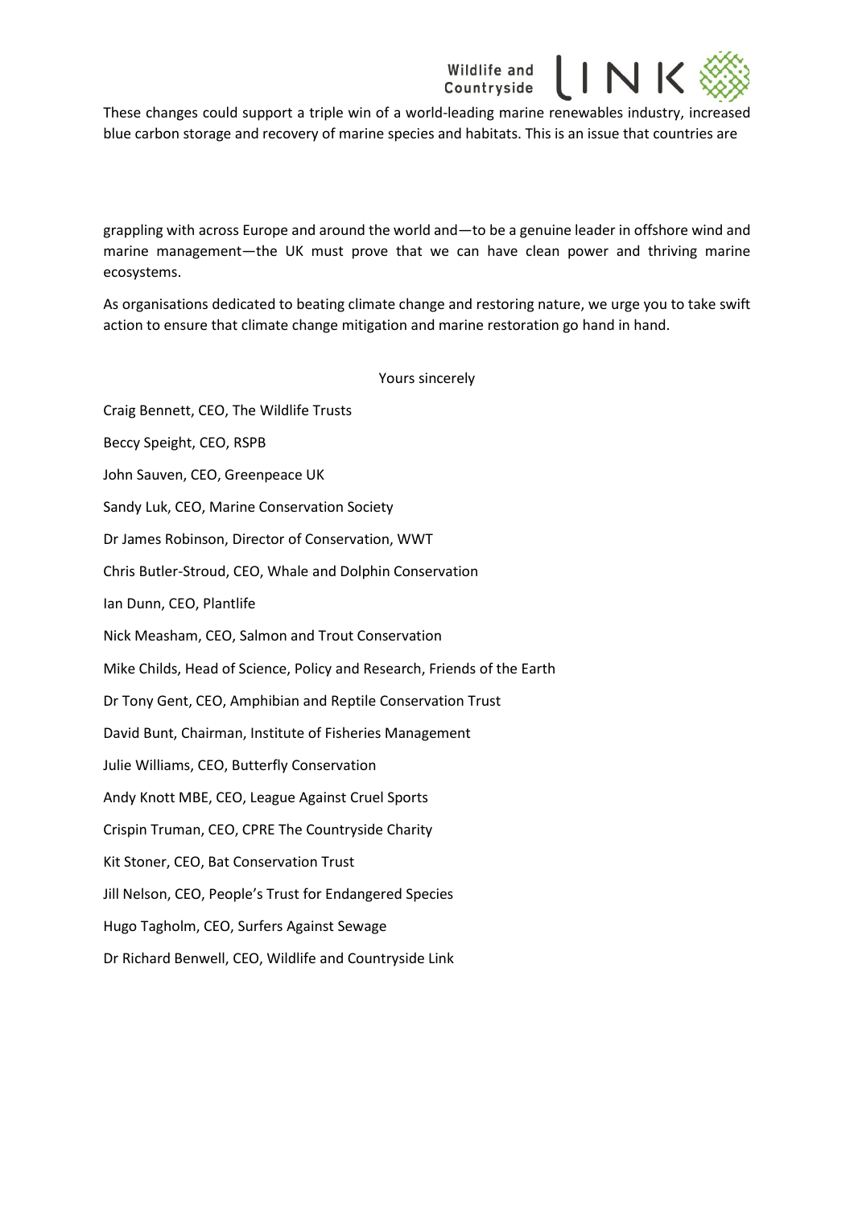These changes could support a triple win of a world-leading marine renewables industry, increased blue carbon storage and recovery of marine species and habitats. This is an issue that countries are grappling with across Europe and around the world and—to be a genuine leader in offshore wind and marine management—the UK must prove that we can have clean power and thriving marine ecosystems.

As organisations dedicated to beating climate change and restoring nature, we urge you to take swift action to ensure that climate change mitigation and marine restoration go hand in hand.

Yours sincerely

Craig Bennett, CEO, The Wildlife Trusts

Beccy Speight, CEO, RSPB

John Sauven, CEO, Greenpeace UK

Sandy Luk, CEO, Marine Conservation Society

Dr James Robinson, Director of Conservation, WWT

Chris Butler-Stroud, CEO, Whale and Dolphin Conservation

Ian Dunn, CEO, Plantlife

Nick Measham, CEO, Salmon and Trout Conservation

Mike Childs, Head of Science, Policy and Research, Friends of the Earth

Dr Tony Gent, CEO, Amphibian and Reptile Conservation Trust

David Bunt, Chairman, Institute of Fisheries Management

Julie Williams, CEO, Butterfly Conservation

Andy Knott MBE, CEO, League Against Cruel Sports

Crispin Truman, CEO, CPRE The Countryside Charity

Kit Stoner, CEO, Bat Conservation Trust

Jill Nelson, CEO, People's Trust for Endangered Species

Hugo Tagholm, CEO, Surfers Against Sewage

Dr Richard Benwell, CEO, Wildlife and Countryside Link